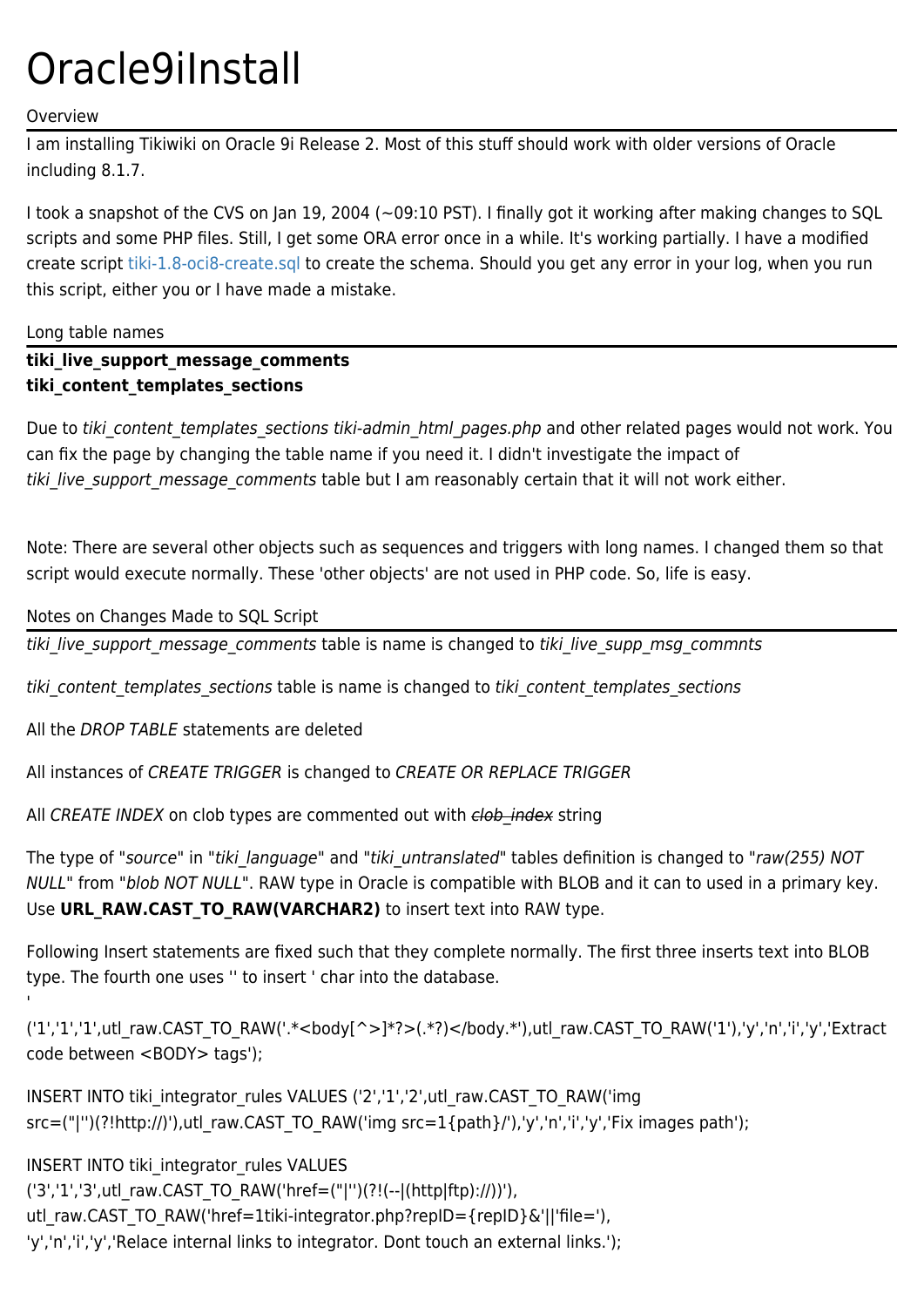# Oracle9iInstall

## Overview

I am installing Tikiwiki on Oracle 9i Release 2. Most of this stuff should work with older versions of Oracle including 8.1.7.

I took a snapshot of the CVS on Jan 19, 2004 (~09:10 PST). I finally got it working after making changes to SQL scripts and some PHP files. Still, I get some ORA error once in a while. It's working partially. I have a modified create script tiki-1.8-oci8-create.sql to create the schema. Should you get any error in your log, when you run this script, either you or I have made a mistake.

## Long table names

**tiki_live_support_message_comments**
**tiki_content_templates_sections**

Due to *tiki_content_templates_sections tiki-admin_html_pages.php* and other related pages would not work. You can fix the page by changing the table name if you need it. I didn't investigate the impact of *tiki_live_support_message_comments* table but I am reasonably certain that it will not work either.

Note: There are several other objects such as sequences and triggers with long names. I changed them so that script would execute normally. These 'other objects' are not used in PHP code. So, life is easy.

## Notes on Changes Made to SQL Script

*tiki_live_support_message_comments* table is name is changed to *tiki_live_supp_msg_commnts*

*tiki_content_templates_sections* table is name is changed to *tiki_content_templates_sections*

All the *DROP TABLE* statements are deleted

All instances of *CREATE TRIGGER* is changed to *CREATE OR REPLACE TRIGGER*

All *CREATE INDEX* on clob types are commented out with ~~*clob_index*~~ string

The type of "*source*" in "*tiki_language*" and "*tiki_untranslated*" tables definition is changed to "*raw(255) NOT NULL*" from "*blob NOT NULL*". RAW type in Oracle is compatible with BLOB and it can to used in a primary key. Use **URL_RAW.CAST_TO_RAW(VARCHAR2)** to insert text into RAW type.

Following Insert statements are fixed such that they complete normally. The first three inserts text into BLOB type. The fourth one uses '' to insert ' char into the database.

'

('1','1','1',utl_raw.CAST_TO_RAW('.*<body[^>]*?>(.*?)</body.*'),utl_raw.CAST_TO_RAW('1'),'y','n','i','y','Extract code between <BODY> tags');

INSERT INTO tiki_integrator_rules VALUES ('2','1','2',utl_raw.CAST_TO_RAW('img src=("|'')(?!http://)'),utl_raw.CAST_TO_RAW('img src=1{path}/'),'y','n','i','y','Fix images path');

INSERT INTO tiki_integrator_rules VALUES ('3','1','3',utl_raw.CAST_TO_RAW('href=("|'')(?!(--|(http|ftp)://))'), utl_raw.CAST_TO_RAW('href=1tiki-integrator.php?repID={repID}&'||'file='), 'y','n','i','y','Relace internal links to integrator. Dont touch an external links.');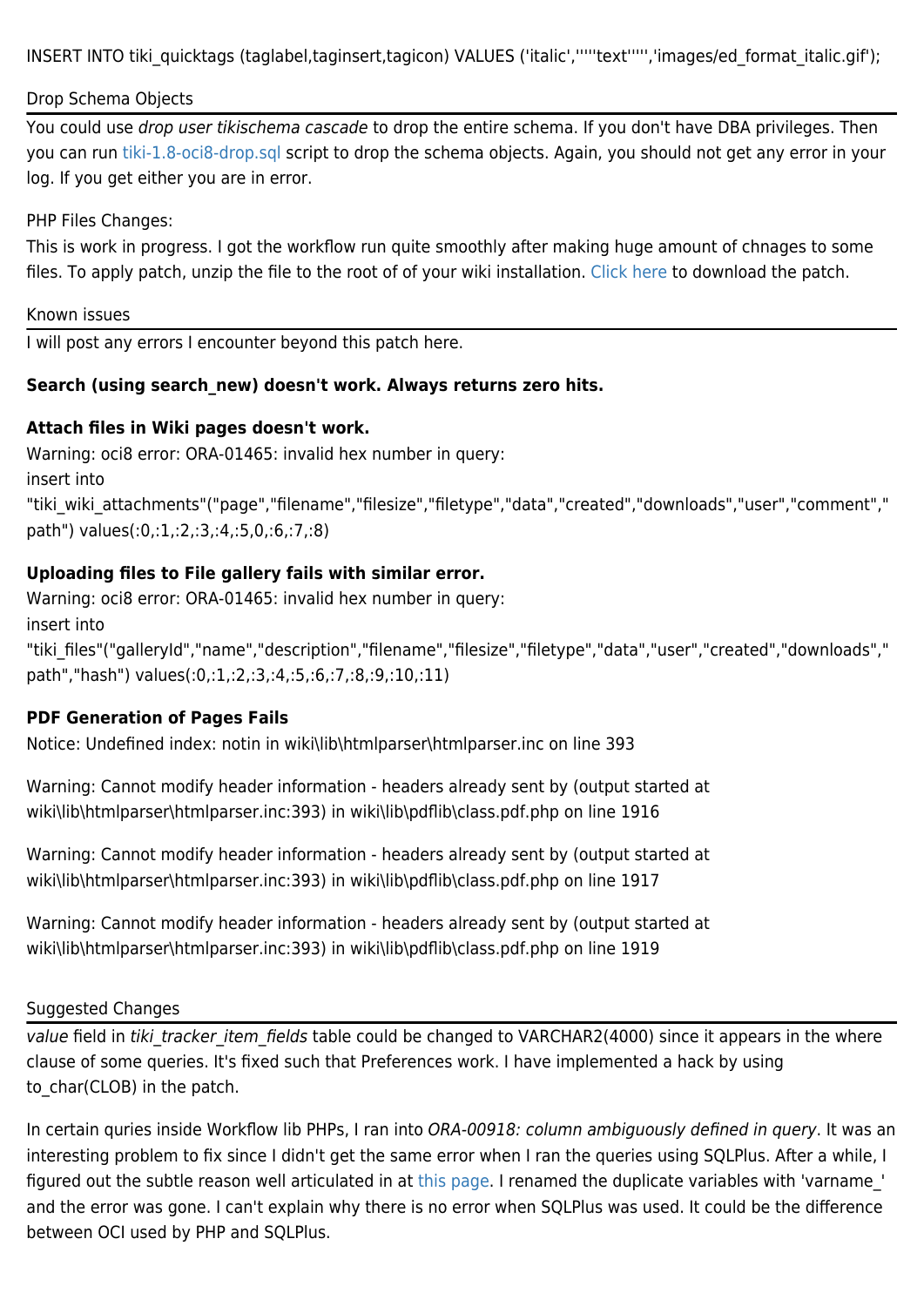INSERT INTO tiki_quicktags (taglabel,taginsert,tagicon) VALUES ('italic',''''''text'''''','images/ed_format_italic.gif');

## Drop Schema Objects

You could use *drop user tikischema cascade* to drop the entire schema. If you don't have DBA privileges. Then you can run tiki-1.8-oci8-drop.sql script to drop the schema objects. Again, you should not get any error in your log. If you get either you are in error.

PHP Files Changes:

This is work in progress. I got the workflow run quite smoothly after making huge amount of chnages to some files. To apply patch, unzip the file to the root of of your wiki installation. Click here to download the patch.

## Known issues

I will post any errors I encounter beyond this patch here.

**Search (using search_new) doesn't work. Always returns zero hits.**

**Attach files in Wiki pages doesn't work.**

Warning: oci8 error: ORA-01465: invalid hex number in query:
insert into
"tiki_wiki_attachments"("page","filename","filesize","filetype","data","created","downloads","user","comment","path") values(:0,:1,:2,:3,:4,:5,0,:6,:7,:8)

**Uploading files to File gallery fails with similar error.**

Warning: oci8 error: ORA-01465: invalid hex number in query:
insert into
"tiki_files"("galleryId","name","description","filename","filesize","filetype","data","user","created","downloads","path","hash") values(:0,:1,:2,:3,:4,:5,:6,:7,:8,:9,:10,:11)

**PDF Generation of Pages Fails**

Notice: Undefined index: notin in wiki\lib\htmlparser\htmlparser.inc on line 393

Warning: Cannot modify header information - headers already sent by (output started at wiki\lib\htmlparser\htmlparser.inc:393) in wiki\lib\pdflib\class.pdf.php on line 1916

Warning: Cannot modify header information - headers already sent by (output started at wiki\lib\htmlparser\htmlparser.inc:393) in wiki\lib\pdflib\class.pdf.php on line 1917

Warning: Cannot modify header information - headers already sent by (output started at wiki\lib\htmlparser\htmlparser.inc:393) in wiki\lib\pdflib\class.pdf.php on line 1919

## Suggested Changes

*value* field in *tiki_tracker_item_fields* table could be changed to VARCHAR2(4000) since it appears in the where clause of some queries. It's fixed such that Preferences work. I have implemented a hack by using to_char(CLOB) in the patch.

In certain quries inside Workflow lib PHPs, I ran into *ORA-00918: column ambiguously defined in query*. It was an interesting problem to fix since I didn't get the same error when I ran the queries using SQLPlus. After a while, I figured out the subtle reason well articulated in at this page. I renamed the duplicate variables with 'varname_' and the error was gone. I can't explain why there is no error when SQLPlus was used. It could be the difference between OCI used by PHP and SQLPlus.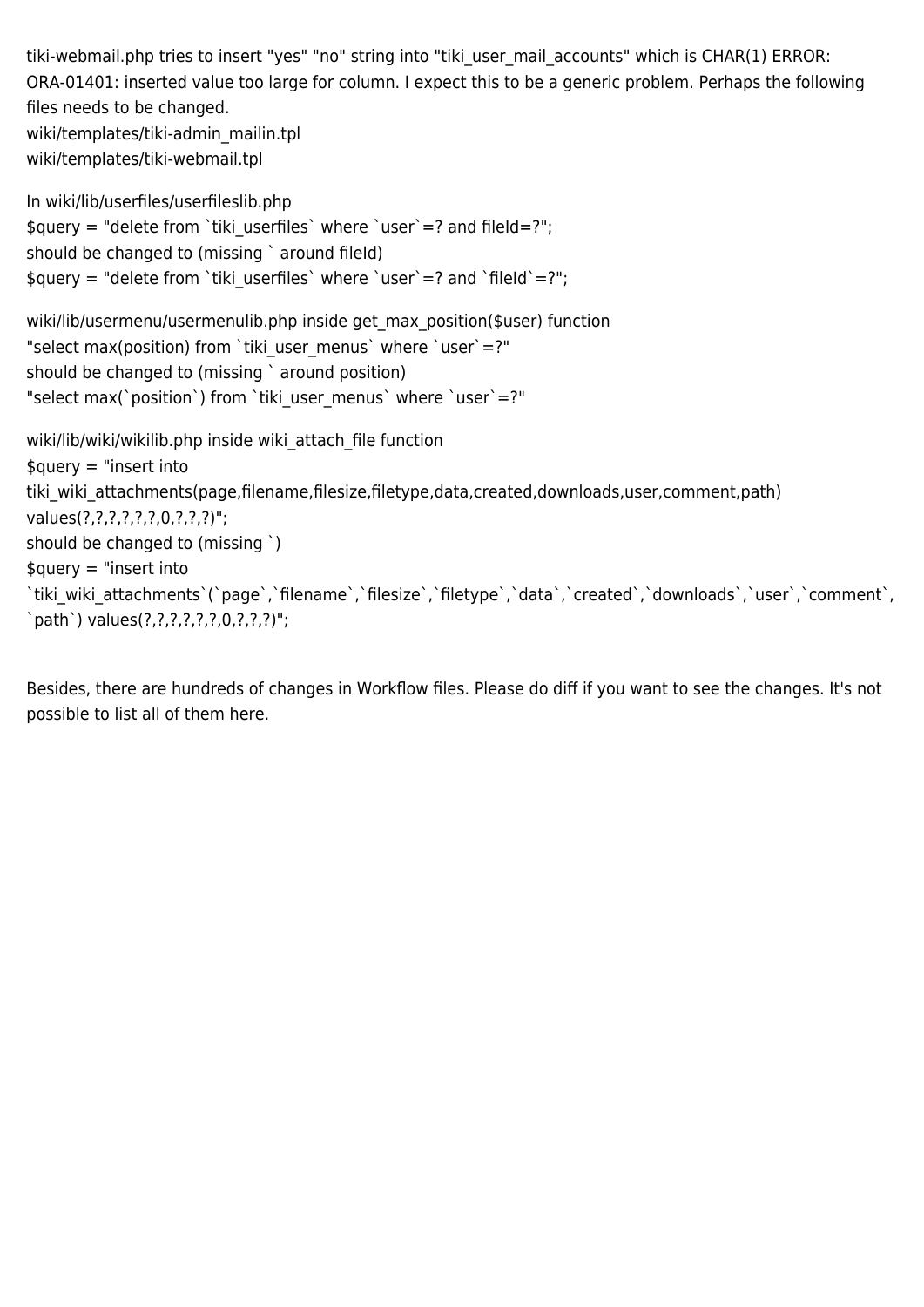tiki-webmail.php tries to insert "yes" "no" string into "tiki_user_mail_accounts" which is CHAR(1) ERROR: ORA-01401: inserted value too large for column. I expect this to be a generic problem. Perhaps the following files needs to be changed.
wiki/templates/tiki-admin_mailin.tpl
wiki/templates/tiki-webmail.tpl

In wiki/lib/userfiles/userfileslib.php
$query = "delete from `tiki_userfiles` where `user`=? and fileId=?";
should be changed to (missing ` around fileId)
$query = "delete from `tiki_userfiles` where `user`=? and `fileId`=?";

wiki/lib/usermenu/usermenulib.php inside get_max_position($user) function
"select max(position) from `tiki_user_menus` where `user`=?"
should be changed to (missing ` around position)
"select max(`position`) from `tiki_user_menus` where `user`=?"

wiki/lib/wiki/wikilib.php inside wiki_attach_file function
$query = "insert into tiki_wiki_attachments(page,filename,filesize,filetype,data,created,downloads,user,comment,path) values(?,?,?,?,?,?,0,?,?,?)";
should be changed to (missing `)
$query = "insert into `tiki_wiki_attachments`(`page`,`filename`,`filesize`,`filetype`,`data`,`created`,`downloads`,`user`,`comment`,`path`) values(?,?,?,?,?,?,0,?,?,?)";

Besides, there are hundreds of changes in Workflow files. Please do diff if you want to see the changes. It's not possible to list all of them here.